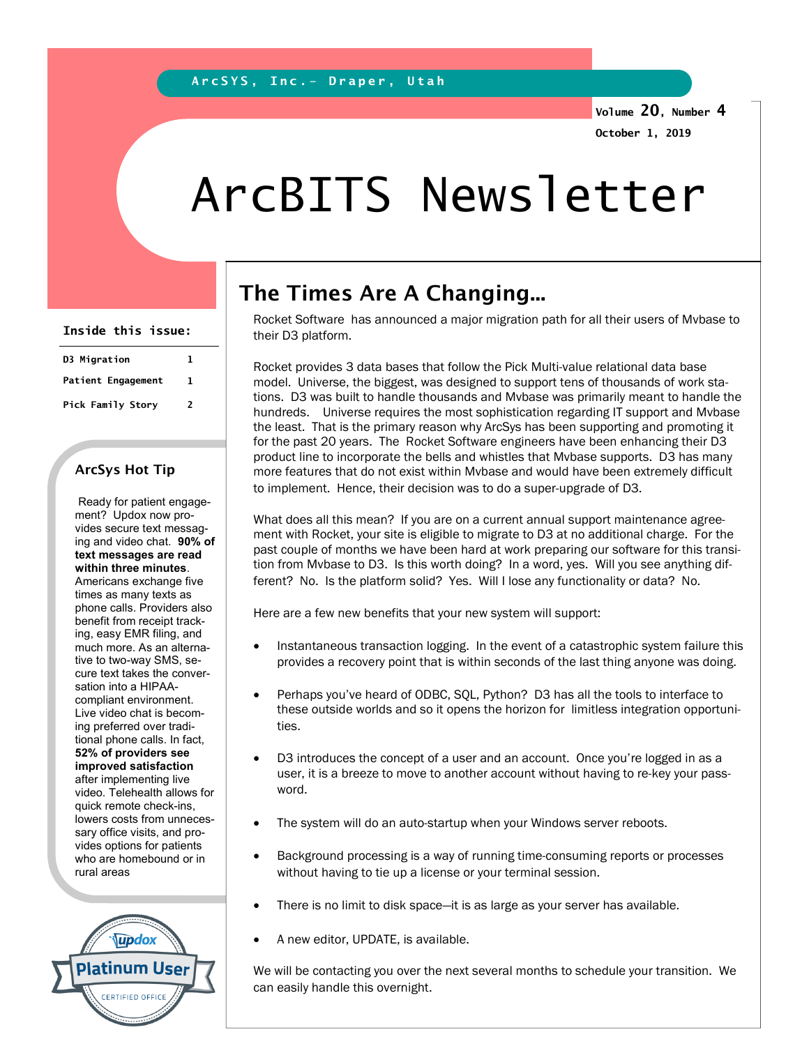ArcSYS, Inc.- Draper, Utah

Volume 20, Number 4

October 1, 2019

# ArcBITS Newsletter

**Inside this issue:**

| | |
|---|---|
| D3 Migration | 1 |
| Patient Engagement | 1 |
| Pick Family Story | 2 |

## The Times Are A Changing...

Rocket Software has announced a major migration path for all their users of Mvbase to their D3 platform.

Rocket provides 3 data bases that follow the Pick Multi-value relational data base model. Universe, the biggest, was designed to support tens of thousands of work stations. D3 was built to handle thousands and Mvbase was primarily meant to handle the hundreds. Universe requires the most sophistication regarding IT support and Mvbase the least. That is the primary reason why ArcSys has been supporting and promoting it for the past 20 years. The Rocket Software engineers have been enhancing their D3 product line to incorporate the bells and whistles that Mvbase supports. D3 has many more features that do not exist within Mvbase and would have been extremely difficult to implement. Hence, their decision was to do a super-upgrade of D3.

What does all this mean? If you are on a current annual support maintenance agreement with Rocket, your site is eligible to migrate to D3 at no additional charge. For the past couple of months we have been hard at work preparing our software for this transition from Mvbase to D3. Is this worth doing? In a word, yes. Will you see anything different? No. Is the platform solid? Yes. Will I lose any functionality or data? No.

Here are a few new benefits that your new system will support:

- Instantaneous transaction logging. In the event of a catastrophic system failure this provides a recovery point that is within seconds of the last thing anyone was doing.
- Perhaps you've heard of ODBC, SQL, Python? D3 has all the tools to interface to these outside worlds and so it opens the horizon for limitless integration opportunities.
- D3 introduces the concept of a user and an account. Once you're logged in as a user, it is a breeze to move to another account without having to re-key your password.
- The system will do an auto-startup when your Windows server reboots.
- Background processing is a way of running time-consuming reports or processes without having to tie up a license or your terminal session.
- There is no limit to disk space—it is as large as your server has available.
- A new editor, UPDATE, is available.

We will be contacting you over the next several months to schedule your transition. We can easily handle this overnight.

### ArcSys Hot Tip

Ready for patient engagement? Updox now provides secure text messaging and video chat. **90% of text messages are read within three minutes**. Americans exchange five times as many texts as phone calls. Providers also benefit from receipt tracking, easy EMR filing, and much more. As an alternative to two-way SMS, secure text takes the conversation into a HIPAA-compliant environment. Live video chat is becoming preferred over traditional phone calls. In fact, **52% of providers see improved satisfaction** after implementing live video. Telehealth allows for quick remote check-ins, lowers costs from unnecessary office visits, and provides options for patients who are homebound or in rural areas

updox Platinum User CERTIFIED OFFICE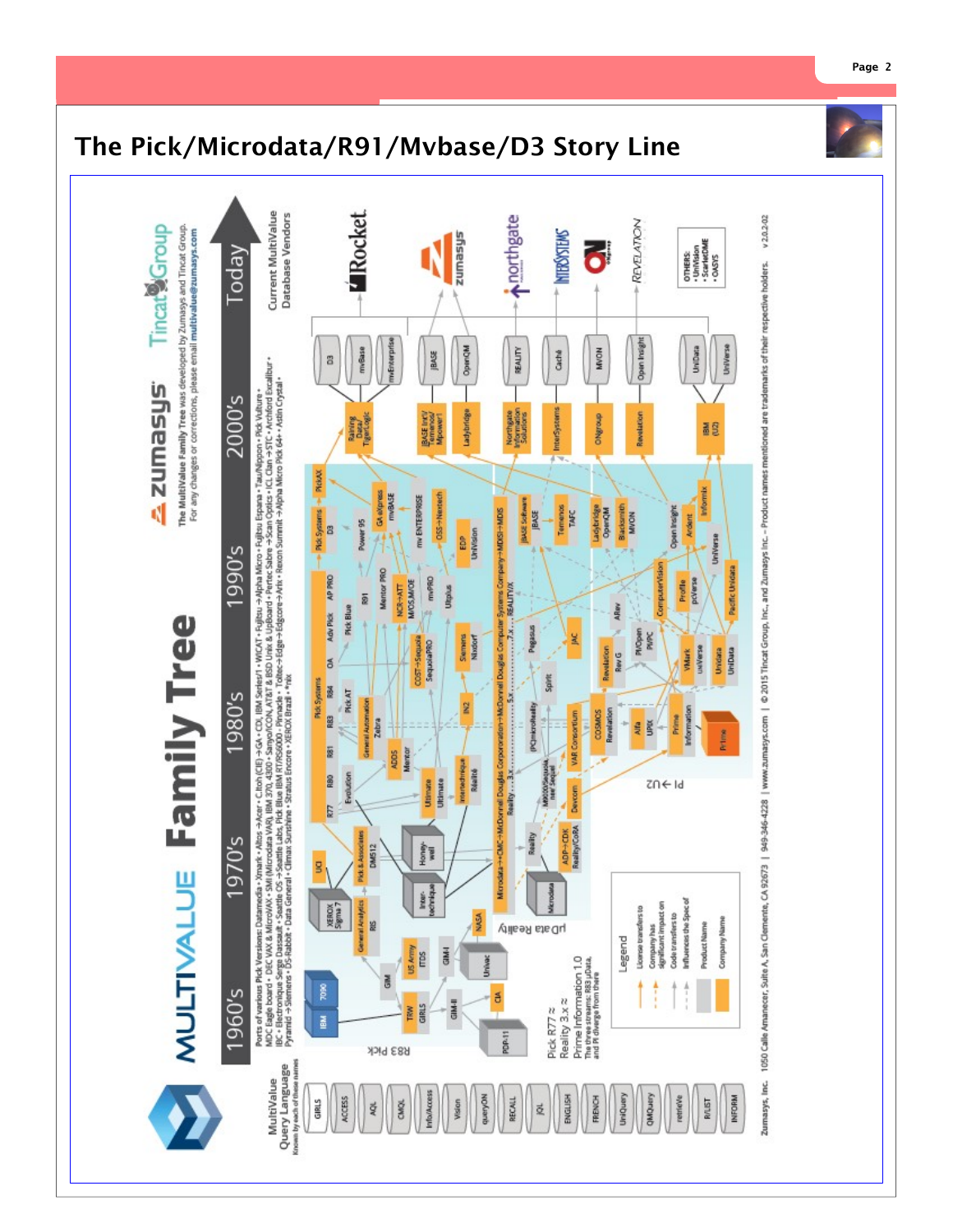# The Pick/Microdata/R91/Mvbase/D3 Story Line

MULTIVALUE Family Tree

zumasys  TincatGroup

The MultiValue Family Tree was developed by Zumasys and Tincat Group. For any changes or corrections, please email multivalue@zumasys.com

1960's 1970's 1980's 1990's 2000's Today

Current MultiValue Database Vendors

Ports of various Pick Versions: Datamedia • Xmark • Altos →Acer • C.Itoh (CIE) →GA • CDI, IBM Series/1 • WICAT • Fujitsu →Alpha Micro • Fujitsu Espana • Tau/Nippon • Pick Vulture • MDC Eagle board • DEC VAX & MicroVAX • SMI (Microdata VAR), IBM 370, 4300 • Sanyo/ICON, AT&T & BSD Unix & UpBoard • Pertec Sabre →Scan Optics • ICL Clan →STC • Archford Excalibur • IBC • Electronique Serge Dassault • Seattle OS →Seattle Labs, Pick Blue IBM RT/RS6000 • Pinnacle • Toltec→Edge→Edgecore→Arix • Rexon Summit →Alpha Micro Pick 64+ • Astin Crystal • Pyramid →Siemens • DS-Rabbit • Data General • Climax Sunshine • Stratus Encore • XEROX Brazil • *nix

MultiValue Query Language
Known by each of these names

GIRLS, ACCESS, AQL, CMQL, Info/Access, Vision, queryON, RECALL, JQL, ENGLISH, FRENCH, UniQuery, QMQuery, retrieVe, R/LIST, INFORM

Pick R77 ≈
Reality 3.x ≈
Prime Information 1.0
The three streams: R83 uData, and PI diverge from there

Legend
License transfers to
Company has significant impact on
Code transfers to
Influences the Spec of
Product Name
Company Name

OTHERS:
• UniVision
• ScarletDME
• OASYS

Rocket, zumasys, northgate, InterSystems, ONgroup, REVELATION

v 2.0.2-02

Zumasys, Inc. 1050 Calle Amanecer, Suite A, San Clemente, CA 92673 | 949-346-4228 | www.zumasys.com | © 2015 Tincat Group, Inc., and Zumasys Inc. – Product names mentioned are trademarks of their respective holders.